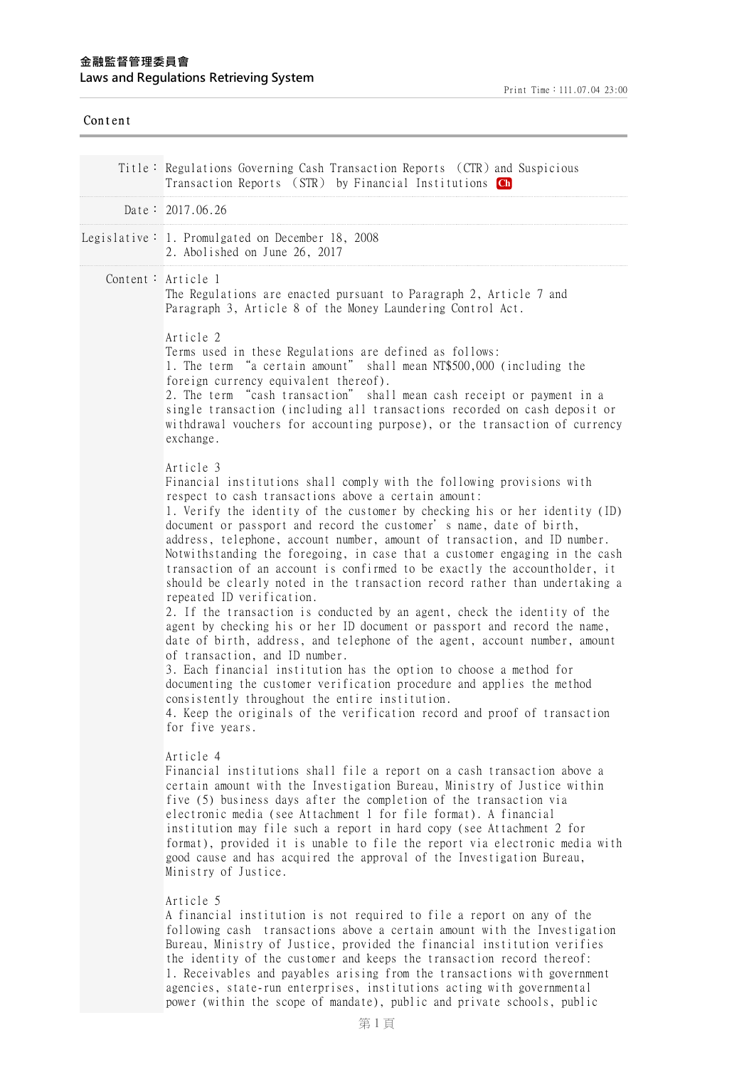Title： Regulations Governing Cash Transaction Reports （CTR） and Suspicious Transaction Reports （STR） by Financial Institutions Ch

Date： 2017.06.26

Legislative： 1. Promulgated on December 18, 2008
2. Abolished on June 26, 2017

Content：

Article 1

The Regulations are enacted pursuant to Paragraph 2, Article 7 and Paragraph 3, Article 8 of the Money Laundering Control Act.

Article 2

Terms used in these Regulations are defined as follows:

1. The term “a certain amount” shall mean NT$500,000 (including the foreign currency equivalent thereof).
2. The term “cash transaction” shall mean cash receipt or payment in a single transaction (including all transactions recorded on cash deposit or withdrawal vouchers for accounting purpose), or the transaction of currency exchange.

Article 3

Financial institutions shall comply with the following provisions with respect to cash transactions above a certain amount:

1. Verify the identity of the customer by checking his or her identity (ID) document or passport and record the customer’s name, date of birth, address, telephone, account number, amount of transaction, and ID number. Notwithstanding the foregoing, in case that a customer engaging in the cash transaction of an account is confirmed to be exactly the accountholder, it should be clearly noted in the transaction record rather than undertaking a repeated ID verification.
2. If the transaction is conducted by an agent, check the identity of the agent by checking his or her ID document or passport and record the name, date of birth, address, and telephone of the agent, account number, amount of transaction, and ID number.
3. Each financial institution has the option to choose a method for documenting the customer verification procedure and applies the method consistently throughout the entire institution.
4. Keep the originals of the verification record and proof of transaction for five years.

Article 4

Financial institutions shall file a report on a cash transaction above a certain amount with the Investigation Bureau, Ministry of Justice within five (5) business days after the completion of the transaction via electronic media (see Attachment 1 for file format). A financial institution may file such a report in hard copy (see Attachment 2 for format), provided it is unable to file the report via electronic media with good cause and has acquired the approval of the Investigation Bureau, Ministry of Justice.

Article 5

A financial institution is not required to file a report on any of the following cash transactions above a certain amount with the Investigation Bureau, Ministry of Justice, provided the financial institution verifies the identity of the customer and keeps the transaction record thereof:

1. Receivables and payables arising from the transactions with government agencies, state-run enterprises, institutions acting with governmental power (within the scope of mandate), public and private schools, public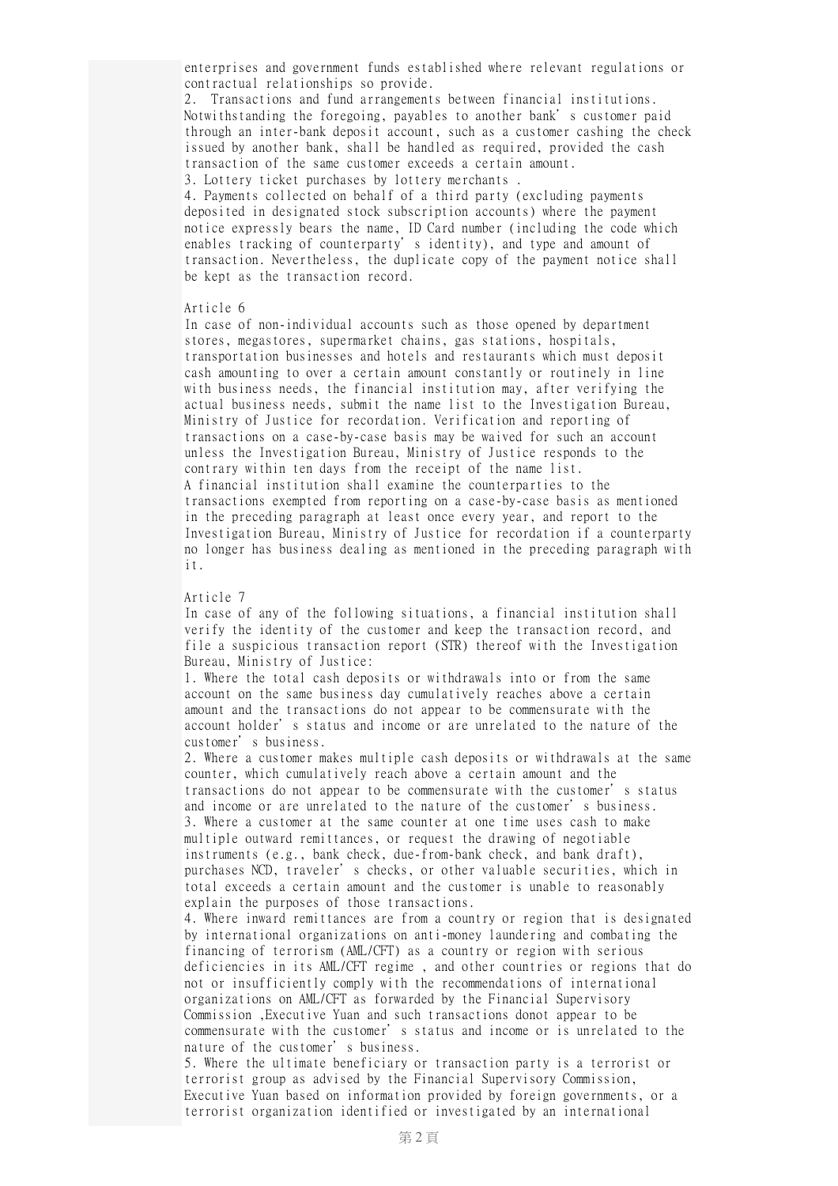enterprises and government funds established where relevant regulations or contractual relationships so provide.

2. Transactions and fund arrangements between financial institutions. Notwithstanding the foregoing, payables to another bank's customer paid through an inter-bank deposit account, such as a customer cashing the check issued by another bank, shall be handled as required, provided the cash transaction of the same customer exceeds a certain amount.

3. Lottery ticket purchases by lottery merchants .

4. Payments collected on behalf of a third party (excluding payments deposited in designated stock subscription accounts) where the payment notice expressly bears the name, ID Card number (including the code which enables tracking of counterparty's identity), and type and amount of transaction. Nevertheless, the duplicate copy of the payment notice shall be kept as the transaction record.

Article 6

In case of non-individual accounts such as those opened by department stores, megastores, supermarket chains, gas stations, hospitals, transportation businesses and hotels and restaurants which must deposit cash amounting to over a certain amount constantly or routinely in line with business needs, the financial institution may, after verifying the actual business needs, submit the name list to the Investigation Bureau, Ministry of Justice for recordation. Verification and reporting of transactions on a case-by-case basis may be waived for such an account unless the Investigation Bureau, Ministry of Justice responds to the contrary within ten days from the receipt of the name list.

A financial institution shall examine the counterparties to the transactions exempted from reporting on a case-by-case basis as mentioned in the preceding paragraph at least once every year, and report to the Investigation Bureau, Ministry of Justice for recordation if a counterparty no longer has business dealing as mentioned in the preceding paragraph with it.

Article 7

In case of any of the following situations, a financial institution shall verify the identity of the customer and keep the transaction record, and file a suspicious transaction report (STR) thereof with the Investigation Bureau, Ministry of Justice:

1. Where the total cash deposits or withdrawals into or from the same account on the same business day cumulatively reaches above a certain amount and the transactions do not appear to be commensurate with the account holder's status and income or are unrelated to the nature of the customer's business.

2. Where a customer makes multiple cash deposits or withdrawals at the same counter, which cumulatively reach above a certain amount and the transactions do not appear to be commensurate with the customer's status and income or are unrelated to the nature of the customer's business.

3. Where a customer at the same counter at one time uses cash to make multiple outward remittances, or request the drawing of negotiable instruments (e.g., bank check, due-from-bank check, and bank draft), purchases NCD, traveler's checks, or other valuable securities, which in total exceeds a certain amount and the customer is unable to reasonably explain the purposes of those transactions.

4. Where inward remittances are from a country or region that is designated by international organizations on anti-money laundering and combating the financing of terrorism (AML/CFT) as a country or region with serious deficiencies in its AML/CFT regime , and other countries or regions that do not or insufficiently comply with the recommendations of international organizations on AML/CFT as forwarded by the Financial Supervisory Commission ,Executive Yuan and such transactions donot appear to be commensurate with the customer's status and income or is unrelated to the nature of the customer's business.

5. Where the ultimate beneficiary or transaction party is a terrorist or terrorist group as advised by the Financial Supervisory Commission, Executive Yuan based on information provided by foreign governments, or a terrorist organization identified or investigated by an international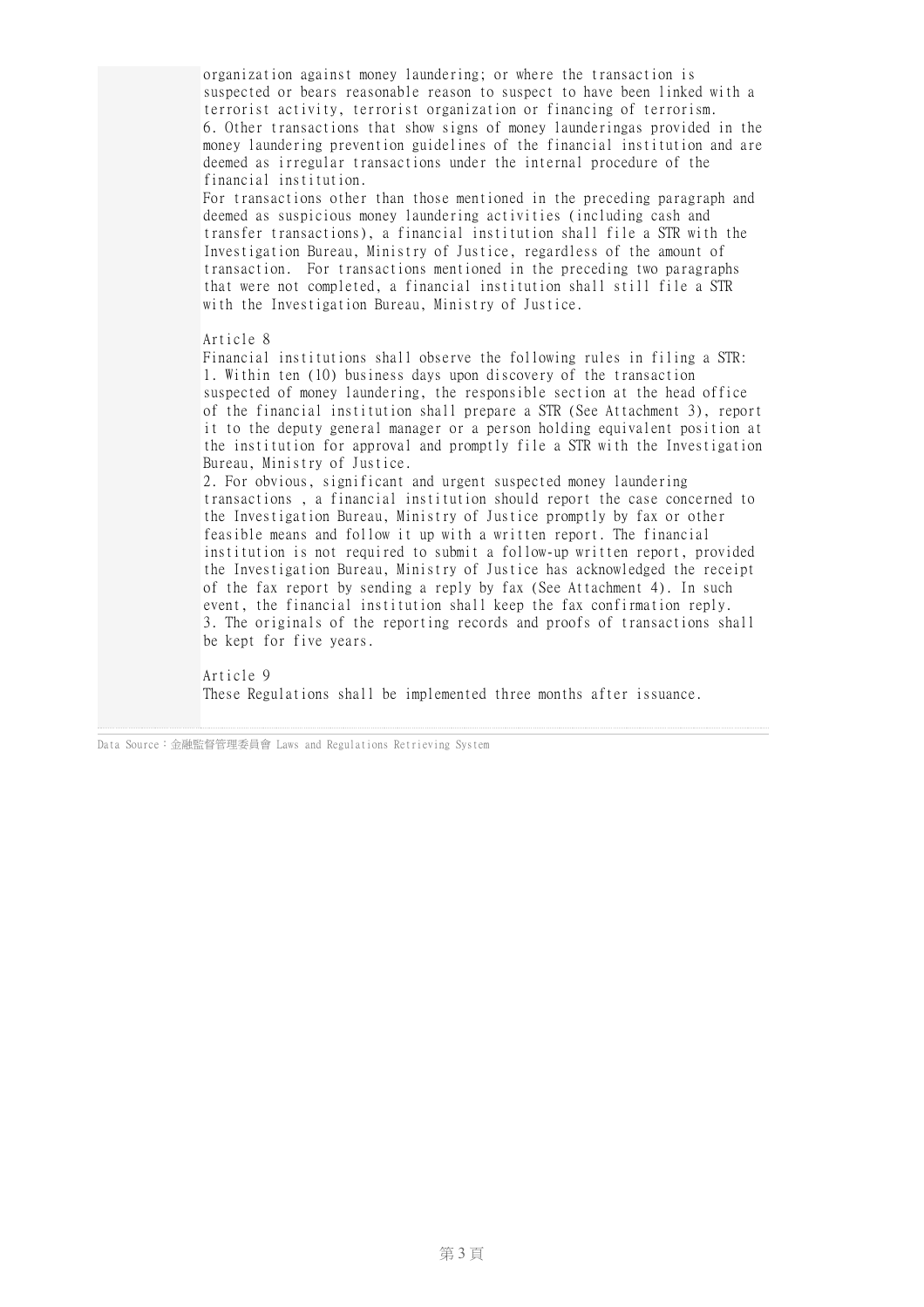organization against money laundering; or where the transaction is suspected or bears reasonable reason to suspect to have been linked with a terrorist activity, terrorist organization or financing of terrorism.

6. Other transactions that show signs of money launderingas provided in the money laundering prevention guidelines of the financial institution and are deemed as irregular transactions under the internal procedure of the financial institution.

For transactions other than those mentioned in the preceding paragraph and deemed as suspicious money laundering activities (including cash and transfer transactions), a financial institution shall file a STR with the Investigation Bureau, Ministry of Justice, regardless of the amount of transaction. For transactions mentioned in the preceding two paragraphs that were not completed, a financial institution shall still file a STR with the Investigation Bureau, Ministry of Justice.

Article 8

Financial institutions shall observe the following rules in filing a STR:

1. Within ten (10) business days upon discovery of the transaction suspected of money laundering, the responsible section at the head office of the financial institution shall prepare a STR (See Attachment 3), report it to the deputy general manager or a person holding equivalent position at the institution for approval and promptly file a STR with the Investigation Bureau, Ministry of Justice.

2. For obvious, significant and urgent suspected money laundering transactions , a financial institution should report the case concerned to the Investigation Bureau, Ministry of Justice promptly by fax or other feasible means and follow it up with a written report. The financial institution is not required to submit a follow-up written report, provided the Investigation Bureau, Ministry of Justice has acknowledged the receipt of the fax report by sending a reply by fax (See Attachment 4). In such event, the financial institution shall keep the fax confirmation reply.

3. The originals of the reporting records and proofs of transactions shall be kept for five years.

Article 9

These Regulations shall be implemented three months after issuance.

Data Source：金融監督管理委員會 Laws and Regulations Retrieving System